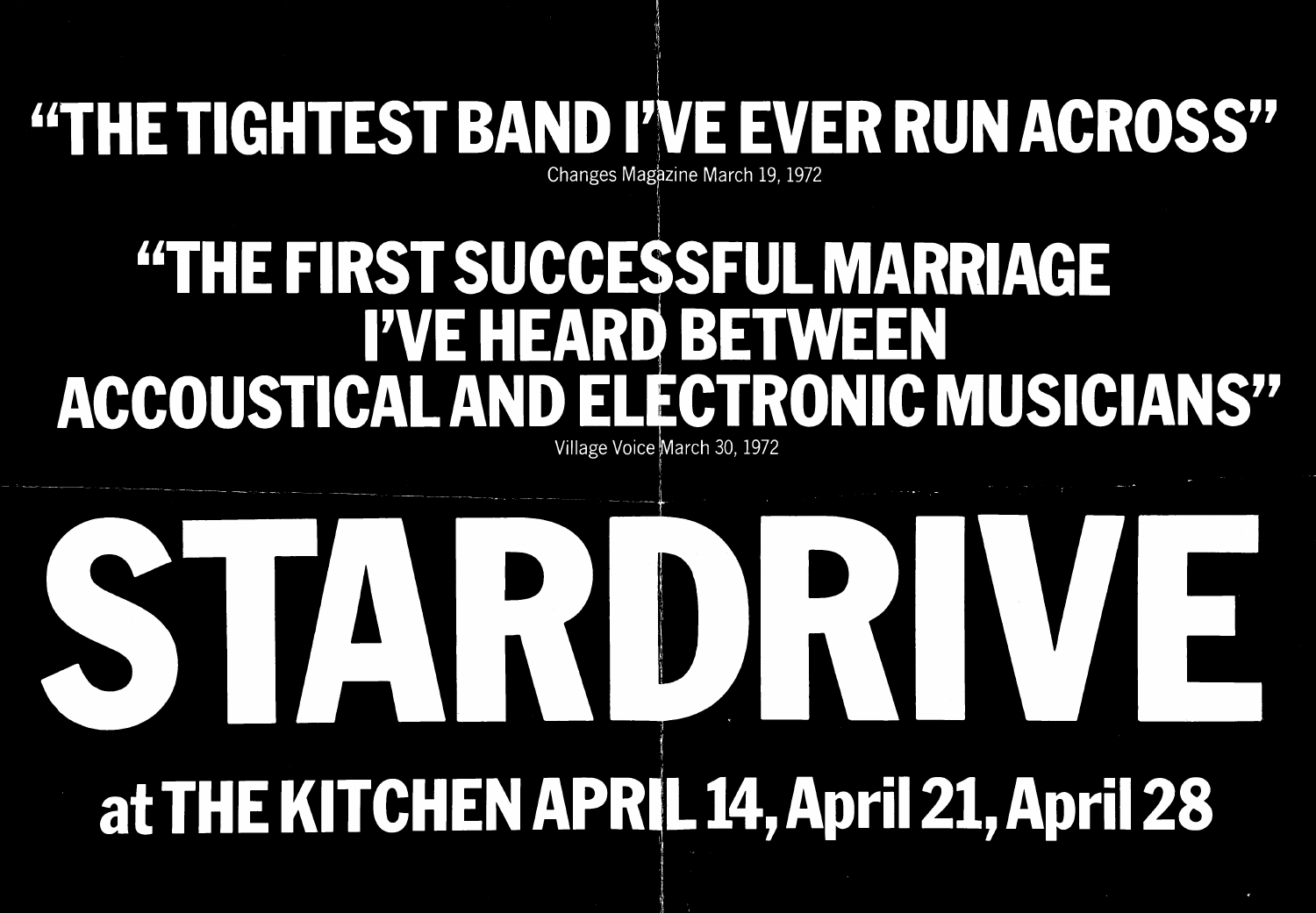# "THE TIGHTEST BAND I'VE EVER RUN ACROSS"

Changes Magazine March 19, 1972

# "THE FIRST SUCCESSFUL MARRIAGE I'VE HEARD BETWEEN ACCOUSTICAL AND ELECTRONIC MUSICIANS"

Village Voice March 30, 1972

# STARDRIVE

## at THE KITCHEN APRIL 14, April 21, April 28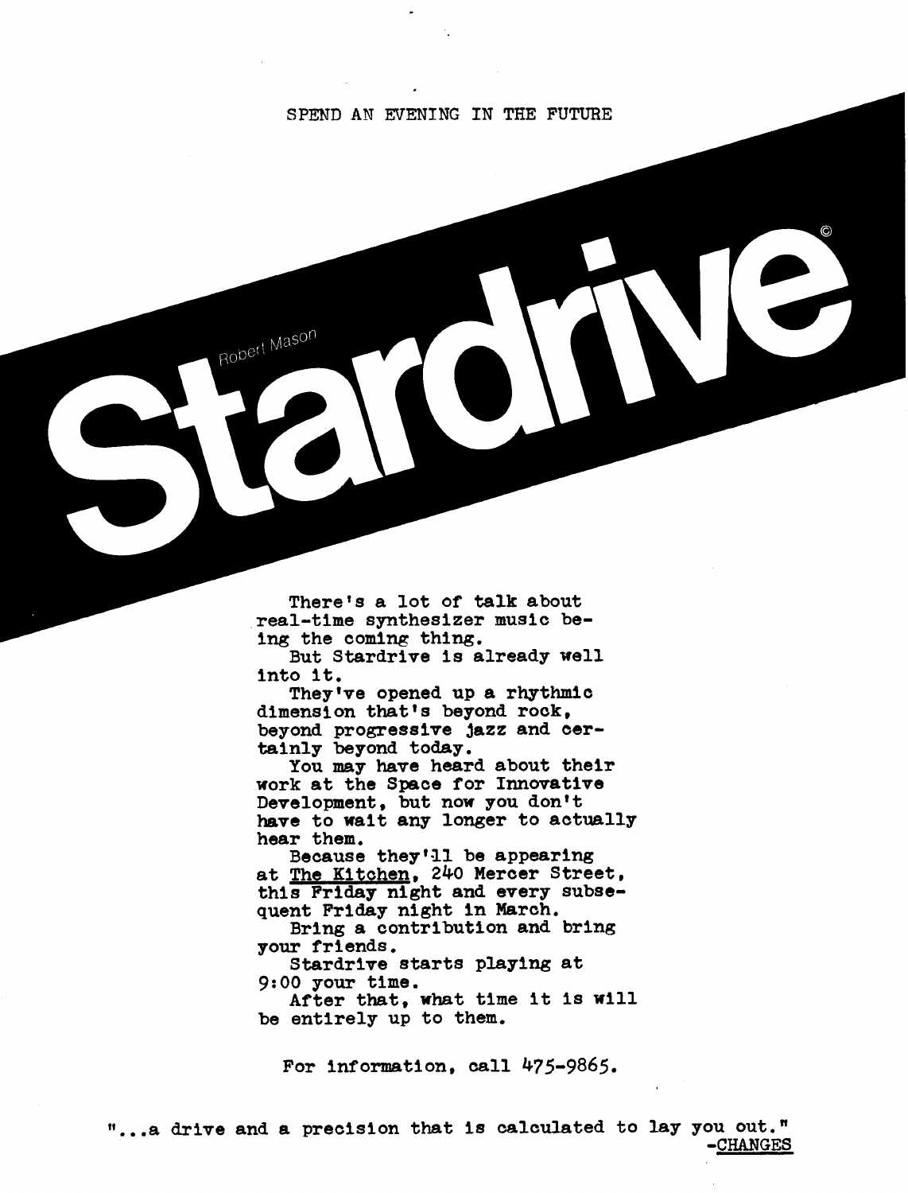SPEND AN EVENING IN THE FUTURE

Robert Mason

# Stardrive©

There's a lot of talk about real-time synthesizer music being the coming thing.

But Stardrive is already well into it.

They've opened up a rhythmic dimension that's beyond rock, beyond progressive jazz and certainly beyond today.

You may have heard about their work at the Space for Innovative Development, but now you don't have to wait any longer to actually hear them.

Because they'll be appearing at The Kitchen, 240 Mercer Street, this Friday night and every subsequent Friday night in March.

Bring a contribution and bring your friends.

Stardrive starts playing at 9:00 your time.

After that, what time it is will be entirely up to them.

For information, call 475-9865.

"...a drive and a precision that is calculated to lay you out."
-CHANGES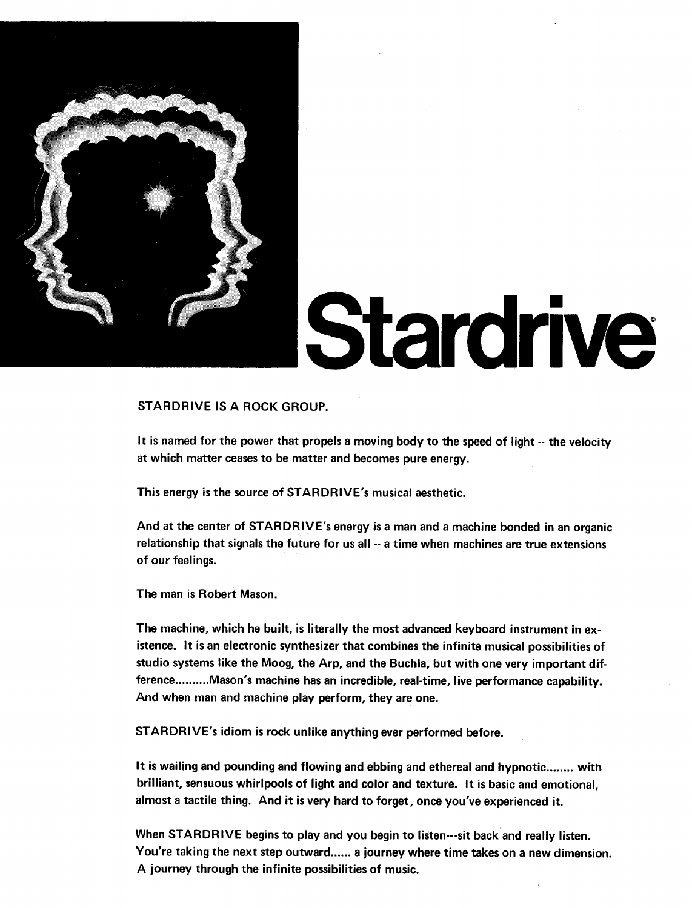# Stardrive©

STARDRIVE IS A ROCK GROUP.

It is named for the power that propels a moving body to the speed of light -- the velocity at which matter ceases to be matter and becomes pure energy.

This energy is the source of STARDRIVE's musical aesthetic.

And at the center of STARDRIVE's energy is a man and a machine bonded in an organic relationship that signals the future for us all -- a time when machines are true extensions of our feelings.

The man is Robert Mason.

The machine, which he built, is literally the most advanced keyboard instrument in existence. It is an electronic synthesizer that combines the infinite musical possibilities of studio systems like the Moog, the Arp, and the Buchla, but with one very important difference..........Mason's machine has an incredible, real-time, live performance capability. And when man and machine play perform, they are one.

STARDRIVE's idiom is rock unlike anything ever performed before.

It is wailing and pounding and flowing and ebbing and ethereal and hypnotic........ with brilliant, sensuous whirlpools of light and color and texture. It is basic and emotional, almost a tactile thing. And it is very hard to forget, once you've experienced it.

When STARDRIVE begins to play and you begin to listen---sit back and really listen. You're taking the next step outward...... a journey where time takes on a new dimension. A journey through the infinite possibilities of music.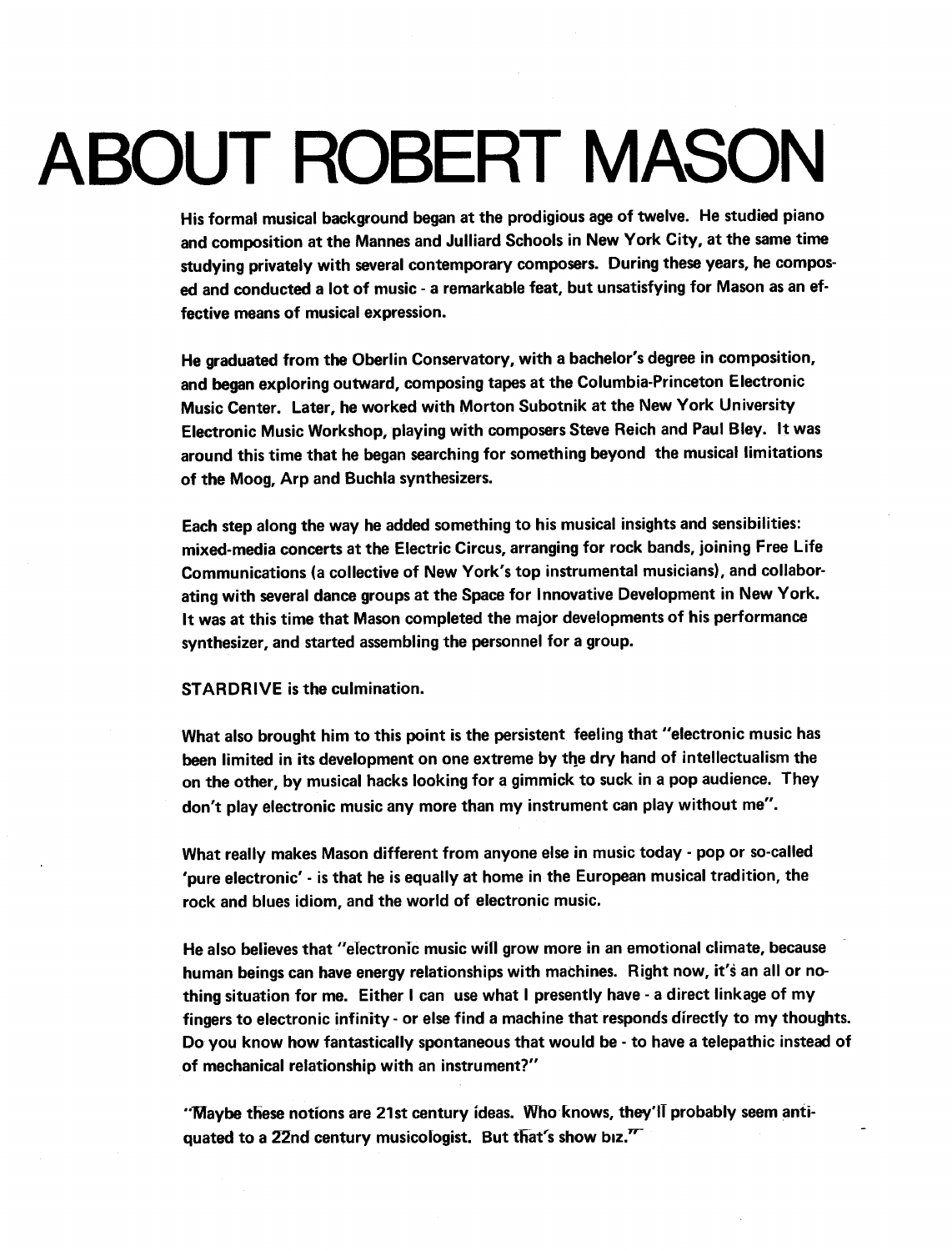# ABOUT ROBERT MASON

His formal musical background began at the prodigious age of twelve. He studied piano and composition at the Mannes and Julliard Schools in New York City, at the same time studying privately with several contemporary composers. During these years, he composed and conducted a lot of music - a remarkable feat, but unsatisfying for Mason as an effective means of musical expression.

He graduated from the Oberlin Conservatory, with a bachelor's degree in composition, and began exploring outward, composing tapes at the Columbia-Princeton Electronic Music Center. Later, he worked with Morton Subotnik at the New York University Electronic Music Workshop, playing with composers Steve Reich and Paul Bley. It was around this time that he began searching for something beyond the musical limitations of the Moog, Arp and Buchla synthesizers.

Each step along the way he added something to his musical insights and sensibilities: mixed-media concerts at the Electric Circus, arranging for rock bands, joining Free Life Communications (a collective of New York's top instrumental musicians), and collaborating with several dance groups at the Space for Innovative Development in New York. It was at this time that Mason completed the major developments of his performance synthesizer, and started assembling the personnel for a group.

STARDRIVE is the culmination.

What also brought him to this point is the persistent feeling that "electronic music has been limited in its development on one extreme by the dry hand of intellectualism the on the other, by musical hacks looking for a gimmick to suck in a pop audience. They don't play electronic music any more than my instrument can play without me".

What really makes Mason different from anyone else in music today - pop or so-called 'pure electronic' - is that he is equally at home in the European musical tradition, the rock and blues idiom, and the world of electronic music.

He also believes that "electronic music will grow more in an emotional climate, because human beings can have energy relationships with machines. Right now, it's an all or nothing situation for me. Either I can use what I presently have - a direct linkage of my fingers to electronic infinity - or else find a machine that responds directly to my thoughts. Do you know how fantastically spontaneous that would be - to have a telepathic instead of of mechanical relationship with an instrument?"

"Maybe these notions are 21st century ideas. Who knows, they'll probably seem antiquated to a 22nd century musicologist. But that's show biz."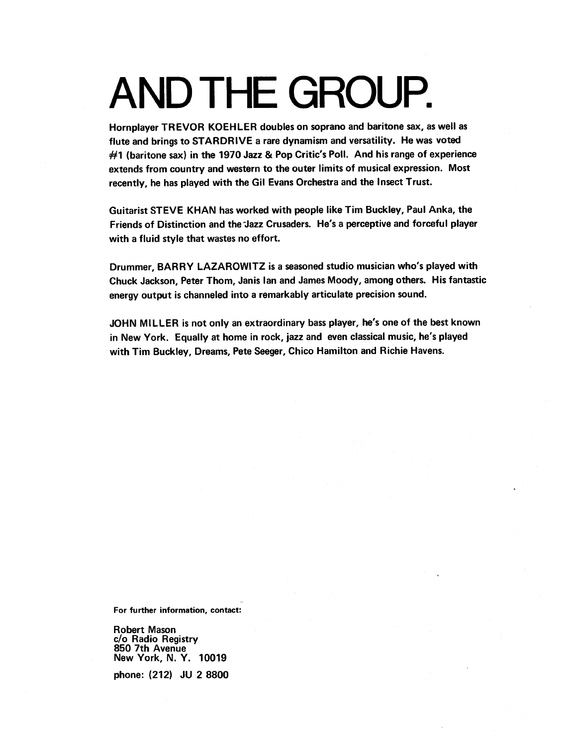# AND THE GROUP.

Hornplayer TREVOR KOEHLER doubles on soprano and baritone sax, as well as flute and brings to STARDRIVE a rare dynamism and versatility. He was voted #1 (baritone sax) in the 1970 Jazz & Pop Critic's Poll. And his range of experience extends from country and western to the outer limits of musical expression. Most recently, he has played with the Gil Evans Orchestra and the Insect Trust.

Guitarist STEVE KHAN has worked with people like Tim Buckley, Paul Anka, the Friends of Distinction and the Jazz Crusaders. He's a perceptive and forceful player with a fluid style that wastes no effort.

Drummer, BARRY LAZAROWITZ is a seasoned studio musician who's played with Chuck Jackson, Peter Thom, Janis Ian and James Moody, among others. His fantastic energy output is channeled into a remarkably articulate precision sound.

JOHN MILLER is not only an extraordinary bass player, he's one of the best known in New York. Equally at home in rock, jazz and even classical music, he's played with Tim Buckley, Dreams, Pete Seeger, Chico Hamilton and Richie Havens.

For further information, contact:

Robert Mason
c/o Radio Registry
850 7th Avenue
New York, N. Y. 10019

phone: (212) JU 2 8800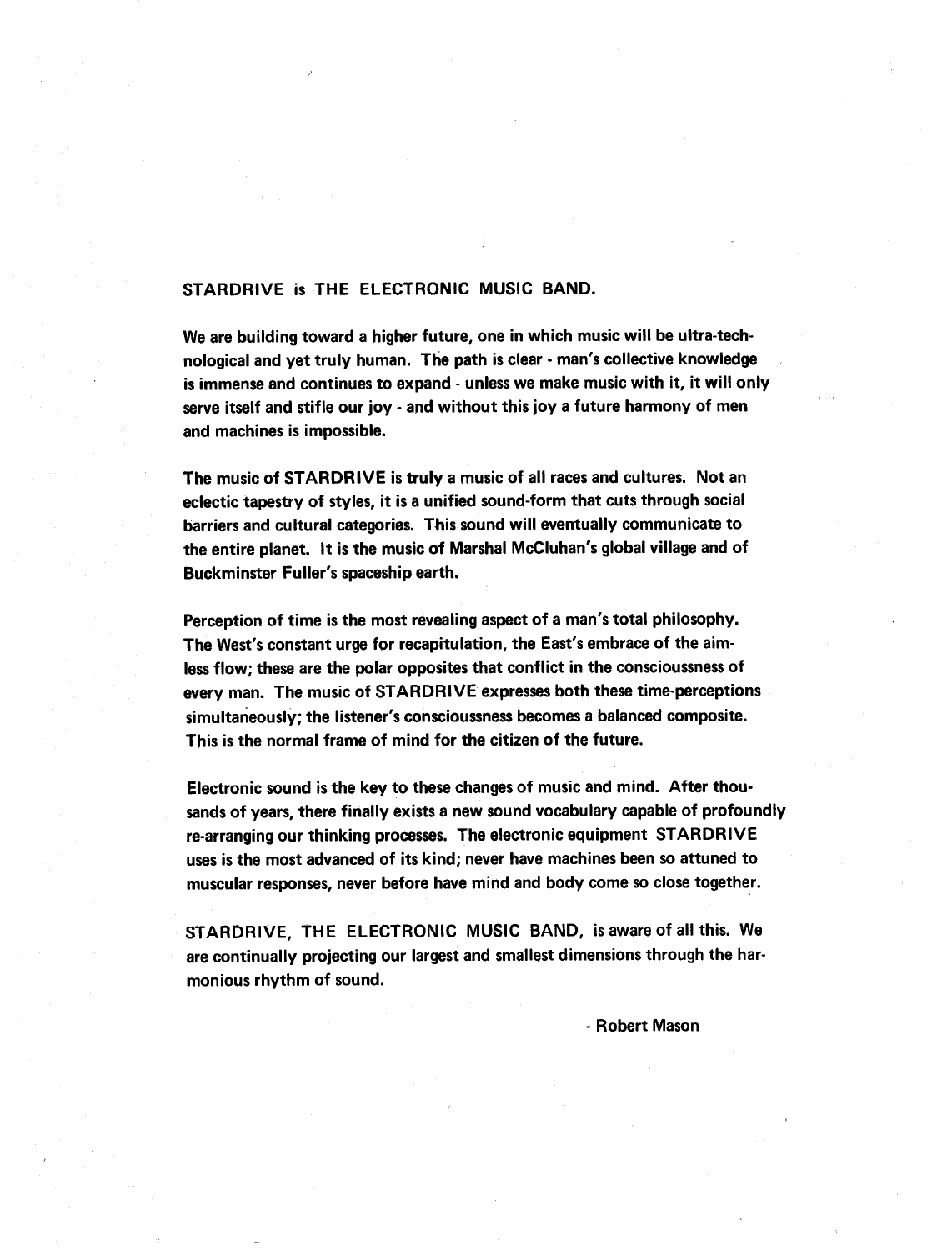**STARDRIVE is THE ELECTRONIC MUSIC BAND.**

**We are building toward a higher future, one in which music will be ultra-technological and yet truly human. The path is clear - man's collective knowledge is immense and continues to expand - unless we make music with it, it will only serve itself and stifle our joy - and without this joy a future harmony of men and machines is impossible.**

**The music of STARDRIVE is truly a music of all races and cultures. Not an eclectic tapestry of styles, it is a unified sound-form that cuts through social barriers and cultural categories. This sound will eventually communicate to the entire planet. It is the music of Marshal McCluhan's global village and of Buckminster Fuller's spaceship earth.**

**Perception of time is the most revealing aspect of a man's total philosophy. The West's constant urge for recapitulation, the East's embrace of the aimless flow; these are the polar opposites that conflict in the consciousness of every man. The music of STARDRIVE expresses both these time-perceptions simultaneously; the listener's consciousness becomes a balanced composite. This is the normal frame of mind for the citizen of the future.**

**Electronic sound is the key to these changes of music and mind. After thousands of years, there finally exists a new sound vocabulary capable of profoundly re-arranging our thinking processes. The electronic equipment STARDRIVE uses is the most advanced of its kind; never have machines been so attuned to muscular responses, never before have mind and body come so close together.**

**STARDRIVE, THE ELECTRONIC MUSIC BAND, is aware of all this. We are continually projecting our largest and smallest dimensions through the harmonious rhythm of sound.**

**- Robert Mason**